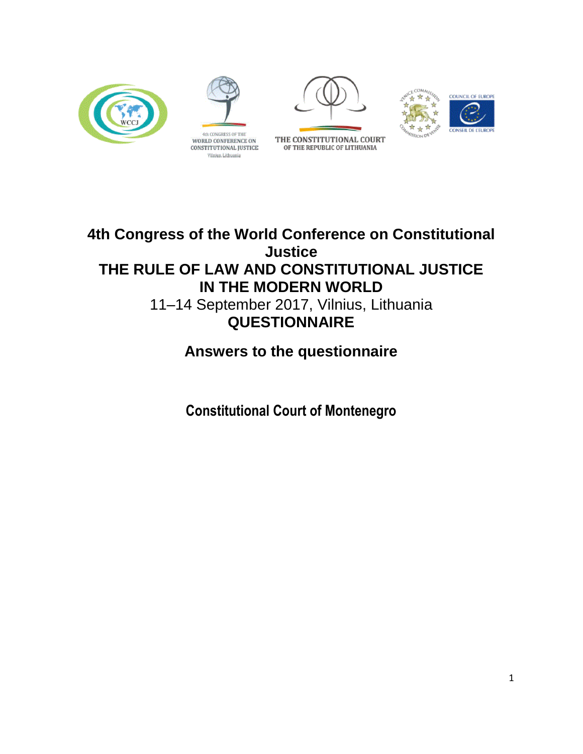# 4th Congress of the World Conference on Constitutional Justice

## THE RULE OF LAW AND CONSTITUTIONAL JUSTICE IN THE MODERN WORLD

11–14 September 2017, Vilnius, Lithuania

**QUESTIONNAIRE**

## Answers to the questionnaire

### Constitutional Court of Montenegro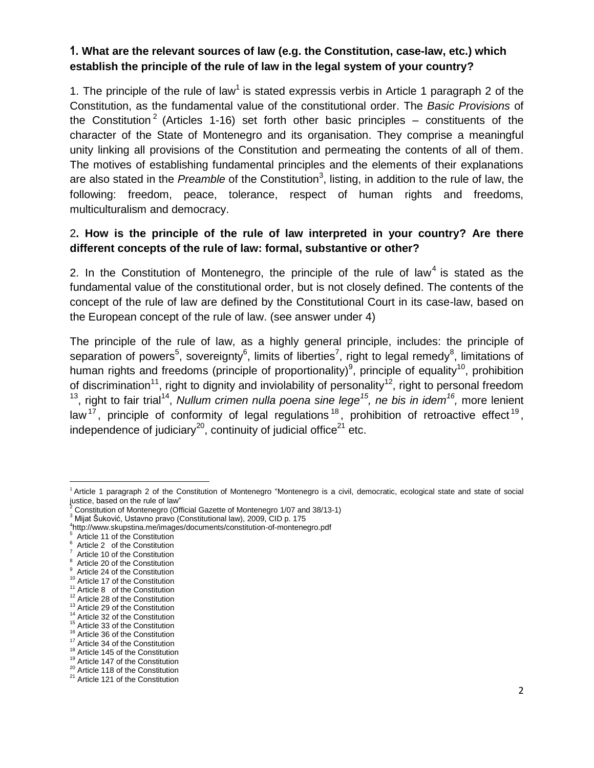### 1. What are the relevant sources of law (e.g. the Constitution, case-law, etc.) which establish the principle of the rule of law in the legal system of your country?

1. The principle of the rule of law[1] is stated expressis verbis in Article 1 paragraph 2 of the Constitution, as the fundamental value of the constitutional order. The *Basic Provisions* of the Constitution[2] (Articles 1-16) set forth other basic principles – constituents of the character of the State of Montenegro and its organisation. They comprise a meaningful unity linking all provisions of the Constitution and permeating the contents of all of them. The motives of establishing fundamental principles and the elements of their explanations are also stated in the *Preamble* of the Constitution[3], listing, in addition to the rule of law, the following: freedom, peace, tolerance, respect of human rights and freedoms, multiculturalism and democracy.

### 2. How is the principle of the rule of law interpreted in your country? Are there different concepts of the rule of law: formal, substantive or other?

2. In the Constitution of Montenegro, the principle of the rule of law[4] is stated as the fundamental value of the constitutional order, but is not closely defined. The contents of the concept of the rule of law are defined by the Constitutional Court in its case-law, based on the European concept of the rule of law. (see answer under 4)

The principle of the rule of law, as a highly general principle, includes: the principle of separation of powers[5], sovereignty[6], limits of liberties[7], right to legal remedy[8], limitations of human rights and freedoms (principle of proportionality)[9], principle of equality[10], prohibition of discrimination[11], right to dignity and inviolability of personality[12], right to personal freedom[13], right to fair trial[14], *Nullum crimen nulla poena sine lege*[15], *ne bis in idem*[16], more lenient law[17], principle of conformity of legal regulations[18], prohibition of retroactive effect[19], independence of judiciary[20], continuity of judicial office[21] etc.

---

[1] Article 1 paragraph 2 of the Constitution of Montenegro "Montenegro is a civil, democratic, ecological state and state of social justice, based on the rule of law"
[2] Constitution of Montenegro (Official Gazette of Montenegro 1/07 and 38/13-1)
[3] Mijat Šuković, Ustavno pravo (Constitutional law), 2009, CID p. 175
[4] http://www.skupstina.me/images/documents/constitution-of-montenegro.pdf
[5] Article 11 of the Constitution
[6] Article 2 of the Constitution
[7] Article 10 of the Constitution
[8] Article 20 of the Constitution
[9] Article 24 of the Constitution
[10] Article 17 of the Constitution
[11] Article 8 of the Constitution
[12] Article 28 of the Constitution
[13] Article 29 of the Constitution
[14] Article 32 of the Constitution
[15] Article 33 of the Constitution
[16] Article 36 of the Constitution
[17] Article 34 of the Constitution
[18] Article 145 of the Constitution
[19] Article 147 of the Constitution
[20] Article 118 of the Constitution
[21] Article 121 of the Constitution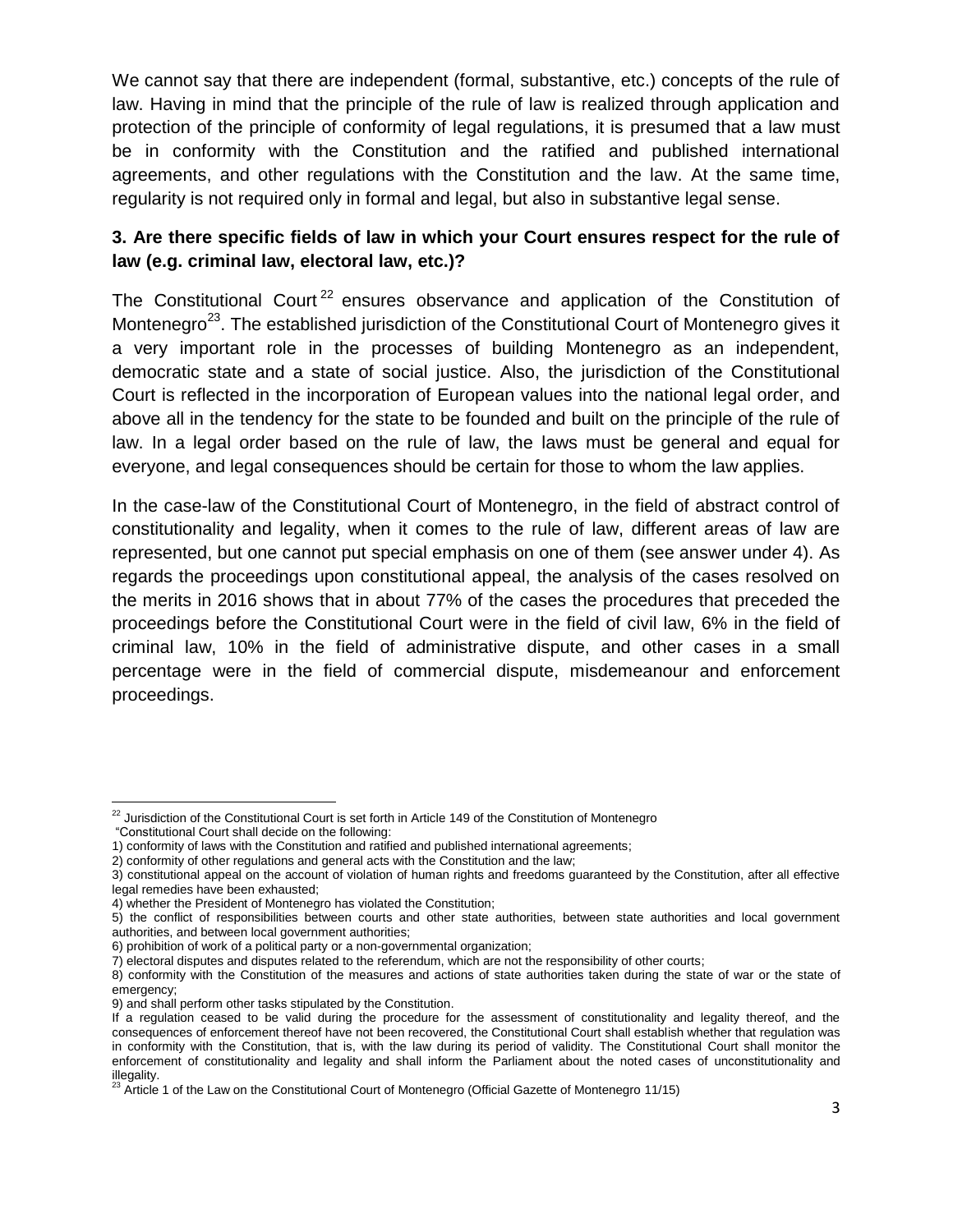We cannot say that there are independent (formal, substantive, etc.) concepts of the rule of law. Having in mind that the principle of the rule of law is realized through application and protection of the principle of conformity of legal regulations, it is presumed that a law must be in conformity with the Constitution and the ratified and published international agreements, and other regulations with the Constitution and the law. At the same time, regularity is not required only in formal and legal, but also in substantive legal sense.

### 3. Are there specific fields of law in which your Court ensures respect for the rule of law (e.g. criminal law, electoral law, etc.)?

The Constitutional Court[22] ensures observance and application of the Constitution of Montenegro[23]. The established jurisdiction of the Constitutional Court of Montenegro gives it a very important role in the processes of building Montenegro as an independent, democratic state and a state of social justice. Also, the jurisdiction of the Constitutional Court is reflected in the incorporation of European values into the national legal order, and above all in the tendency for the state to be founded and built on the principle of the rule of law. In a legal order based on the rule of law, the laws must be general and equal for everyone, and legal consequences should be certain for those to whom the law applies.

In the case-law of the Constitutional Court of Montenegro, in the field of abstract control of constitutionality and legality, when it comes to the rule of law, different areas of law are represented, but one cannot put special emphasis on one of them (see answer under 4). As regards the proceedings upon constitutional appeal, the analysis of the cases resolved on the merits in 2016 shows that in about 77% of the cases the procedures that preceded the proceedings before the Constitutional Court were in the field of civil law, 6% in the field of criminal law, 10% in the field of administrative dispute, and other cases in a small percentage were in the field of commercial dispute, misdemeanour and enforcement proceedings.

---

[22] Jurisdiction of the Constitutional Court is set forth in Article 149 of the Constitution of Montenegro

"Constitutional Court shall decide on the following:

1) conformity of laws with the Constitution and ratified and published international agreements;
2) conformity of other regulations and general acts with the Constitution and the law;
3) constitutional appeal on the account of violation of human rights and freedoms guaranteed by the Constitution, after all effective legal remedies have been exhausted;
4) whether the President of Montenegro has violated the Constitution;
5) the conflict of responsibilities between courts and other state authorities, between state authorities and local government authorities, and between local government authorities;
6) prohibition of work of a political party or a non-governmental organization;
7) electoral disputes and disputes related to the referendum, which are not the responsibility of other courts;
8) conformity with the Constitution of the measures and actions of state authorities taken during the state of war or the state of emergency;
9) and shall perform other tasks stipulated by the Constitution.

If a regulation ceased to be valid during the procedure for the assessment of constitutionality and legality thereof, and the consequences of enforcement thereof have not been recovered, the Constitutional Court shall establish whether that regulation was in conformity with the Constitution, that is, with the law during its period of validity. The Constitutional Court shall monitor the enforcement of constitutionality and legality and shall inform the Parliament about the noted cases of unconstitutionality and illegality.

[23] Article 1 of the Law on the Constitutional Court of Montenegro (Official Gazette of Montenegro 11/15)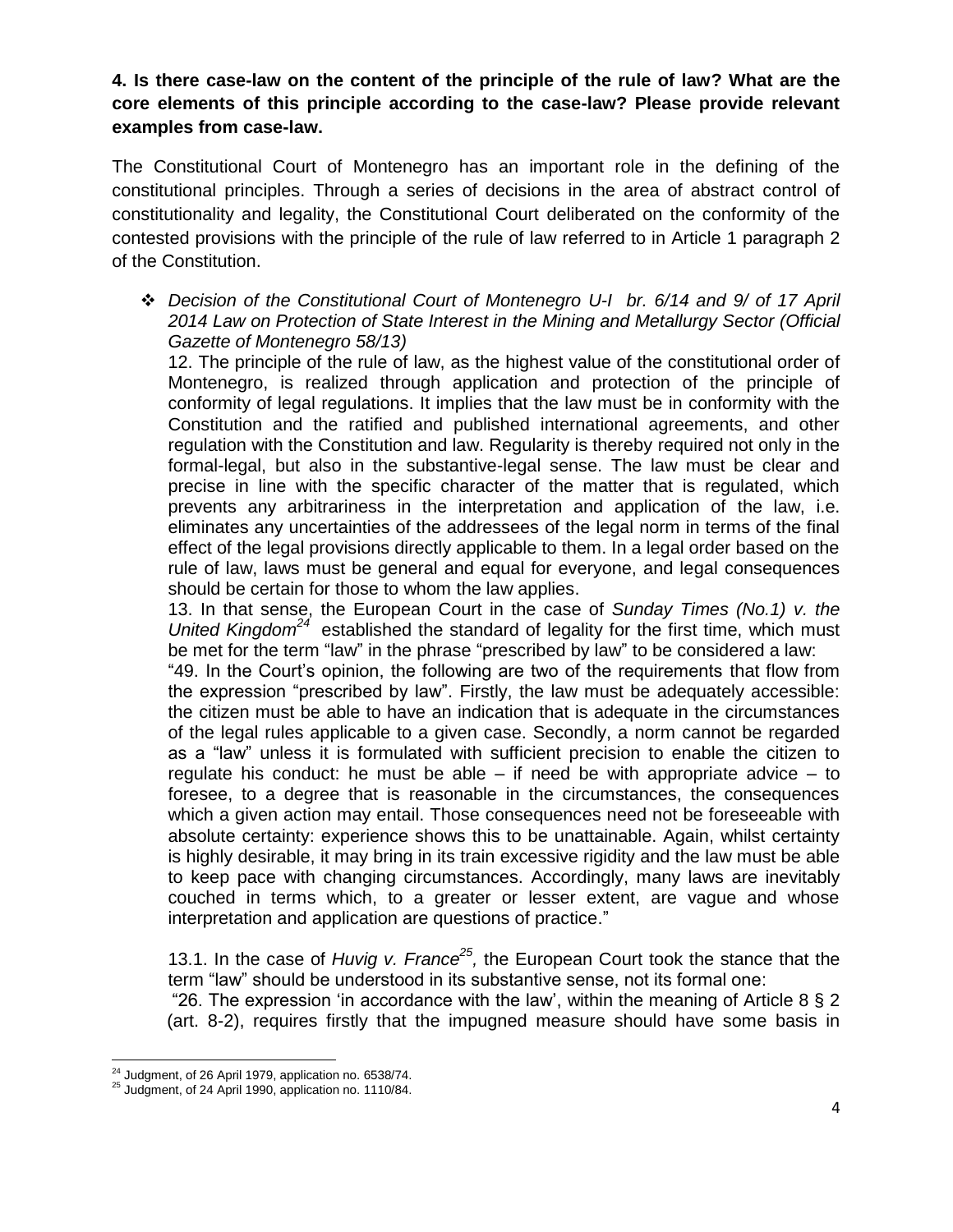**4. Is there case-law on the content of the principle of the rule of law? What are the core elements of this principle according to the case-law? Please provide relevant examples from case-law.**

The Constitutional Court of Montenegro has an important role in the defining of the constitutional principles. Through a series of decisions in the area of abstract control of constitutionality and legality, the Constitutional Court deliberated on the conformity of the contested provisions with the principle of the rule of law referred to in Article 1 paragraph 2 of the Constitution.

- *Decision of the Constitutional Court of Montenegro U-I br. 6/14 and 9/ of 17 April 2014 Law on Protection of State Interest in the Mining and Metallurgy Sector (Official Gazette of Montenegro 58/13)*

  12. The principle of the rule of law, as the highest value of the constitutional order of Montenegro, is realized through application and protection of the principle of conformity of legal regulations. It implies that the law must be in conformity with the Constitution and the ratified and published international agreements, and other regulation with the Constitution and law. Regularity is thereby required not only in the formal-legal, but also in the substantive-legal sense. The law must be clear and precise in line with the specific character of the matter that is regulated, which prevents any arbitrariness in the interpretation and application of the law, i.e. eliminates any uncertainties of the addressees of the legal norm in terms of the final effect of the legal provisions directly applicable to them. In a legal order based on the rule of law, laws must be general and equal for everyone, and legal consequences should be certain for those to whom the law applies.

  13. In that sense, the European Court in the case of *Sunday Times (No.1) v. the United Kingdom*[24] established the standard of legality for the first time, which must be met for the term "law" in the phrase "prescribed by law" to be considered a law:

  "49. In the Court's opinion, the following are two of the requirements that flow from the expression "prescribed by law". Firstly, the law must be adequately accessible: the citizen must be able to have an indication that is adequate in the circumstances of the legal rules applicable to a given case. Secondly, a norm cannot be regarded as a "law" unless it is formulated with sufficient precision to enable the citizen to regulate his conduct: he must be able – if need be with appropriate advice – to foresee, to a degree that is reasonable in the circumstances, the consequences which a given action may entail. Those consequences need not be foreseeable with absolute certainty: experience shows this to be unattainable. Again, whilst certainty is highly desirable, it may bring in its train excessive rigidity and the law must be able to keep pace with changing circumstances. Accordingly, many laws are inevitably couched in terms which, to a greater or lesser extent, are vague and whose interpretation and application are questions of practice."

  13.1. In the case of *Huvig v. France*[25], the European Court took the stance that the term "law" should be understood in its substantive sense, not its formal one:

  "26. The expression 'in accordance with the law', within the meaning of Article 8 § 2 (art. 8-2), requires firstly that the impugned measure should have some basis in

---

[24] Judgment, of 26 April 1979, application no. 6538/74.

[25] Judgment, of 24 April 1990, application no. 1110/84.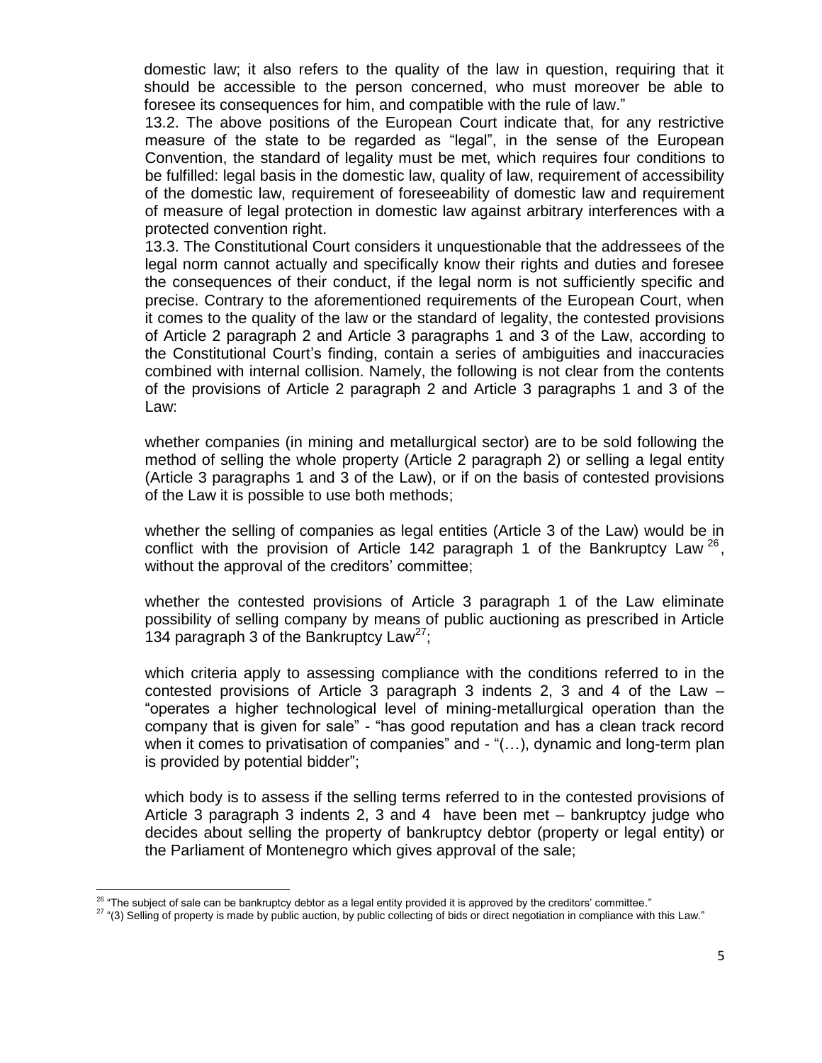domestic law; it also refers to the quality of the law in question, requiring that it should be accessible to the person concerned, who must moreover be able to foresee its consequences for him, and compatible with the rule of law."

13.2. The above positions of the European Court indicate that, for any restrictive measure of the state to be regarded as "legal", in the sense of the European Convention, the standard of legality must be met, which requires four conditions to be fulfilled: legal basis in the domestic law, quality of law, requirement of accessibility of the domestic law, requirement of foreseeability of domestic law and requirement of measure of legal protection in domestic law against arbitrary interferences with a protected convention right.

13.3. The Constitutional Court considers it unquestionable that the addressees of the legal norm cannot actually and specifically know their rights and duties and foresee the consequences of their conduct, if the legal norm is not sufficiently specific and precise. Contrary to the aforementioned requirements of the European Court, when it comes to the quality of the law or the standard of legality, the contested provisions of Article 2 paragraph 2 and Article 3 paragraphs 1 and 3 of the Law, according to the Constitutional Court's finding, contain a series of ambiguities and inaccuracies combined with internal collision. Namely, the following is not clear from the contents of the provisions of Article 2 paragraph 2 and Article 3 paragraphs 1 and 3 of the Law:

whether companies (in mining and metallurgical sector) are to be sold following the method of selling the whole property (Article 2 paragraph 2) or selling a legal entity (Article 3 paragraphs 1 and 3 of the Law), or if on the basis of contested provisions of the Law it is possible to use both methods;

whether the selling of companies as legal entities (Article 3 of the Law) would be in conflict with the provision of Article 142 paragraph 1 of the Bankruptcy Law [26], without the approval of the creditors' committee;

whether the contested provisions of Article 3 paragraph 1 of the Law eliminate possibility of selling company by means of public auctioning as prescribed in Article 134 paragraph 3 of the Bankruptcy Law[27];

which criteria apply to assessing compliance with the conditions referred to in the contested provisions of Article 3 paragraph 3 indents 2, 3 and 4 of the Law – "operates a higher technological level of mining-metallurgical operation than the company that is given for sale" - "has good reputation and has a clean track record when it comes to privatisation of companies" and - "(…), dynamic and long-term plan is provided by potential bidder";

which body is to assess if the selling terms referred to in the contested provisions of Article 3 paragraph 3 indents 2, 3 and 4 have been met – bankruptcy judge who decides about selling the property of bankruptcy debtor (property or legal entity) or the Parliament of Montenegro which gives approval of the sale;

---

[26] "The subject of sale can be bankruptcy debtor as a legal entity provided it is approved by the creditors' committee."

[27] "(3) Selling of property is made by public auction, by public collecting of bids or direct negotiation in compliance with this Law."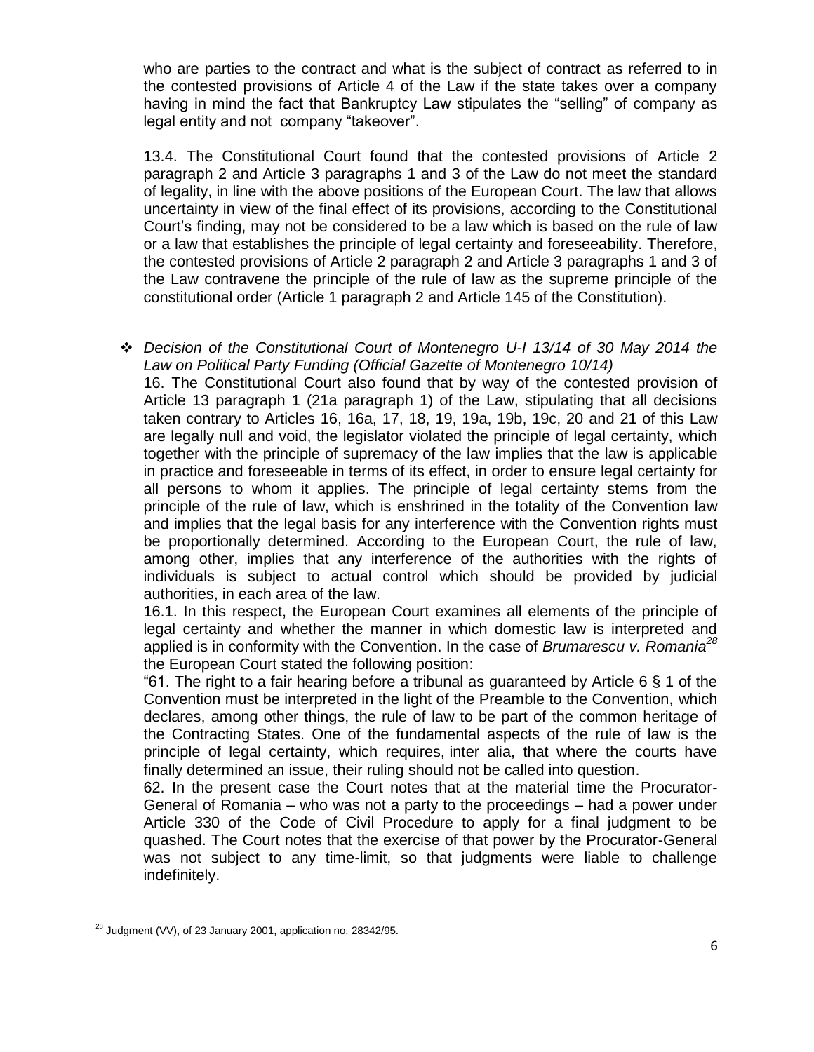who are parties to the contract and what is the subject of contract as referred to in the contested provisions of Article 4 of the Law if the state takes over a company having in mind the fact that Bankruptcy Law stipulates the "selling" of company as legal entity and not company "takeover".

13.4. The Constitutional Court found that the contested provisions of Article 2 paragraph 2 and Article 3 paragraphs 1 and 3 of the Law do not meet the standard of legality, in line with the above positions of the European Court. The law that allows uncertainty in view of the final effect of its provisions, according to the Constitutional Court's finding, may not be considered to be a law which is based on the rule of law or a law that establishes the principle of legal certainty and foreseeability. Therefore, the contested provisions of Article 2 paragraph 2 and Article 3 paragraphs 1 and 3 of the Law contravene the principle of the rule of law as the supreme principle of the constitutional order (Article 1 paragraph 2 and Article 145 of the Constitution).

- *Decision of the Constitutional Court of Montenegro U-I 13/14 of 30 May 2014 the Law on Political Party Funding (Official Gazette of Montenegro 10/14)*

  16. The Constitutional Court also found that by way of the contested provision of Article 13 paragraph 1 (21a paragraph 1) of the Law, stipulating that all decisions taken contrary to Articles 16, 16a, 17, 18, 19, 19a, 19b, 19c, 20 and 21 of this Law are legally null and void, the legislator violated the principle of legal certainty, which together with the principle of supremacy of the law implies that the law is applicable in practice and foreseeable in terms of its effect, in order to ensure legal certainty for all persons to whom it applies. The principle of legal certainty stems from the principle of the rule of law, which is enshrined in the totality of the Convention law and implies that the legal basis for any interference with the Convention rights must be proportionally determined. According to the European Court, the rule of law, among other, implies that any interference of the authorities with the rights of individuals is subject to actual control which should be provided by judicial authorities, in each area of the law.

  16.1. In this respect, the European Court examines all elements of the principle of legal certainty and whether the manner in which domestic law is interpreted and applied is in conformity with the Convention. In the case of *Brumarescu v. Romania*[28] the European Court stated the following position:

  "61. The right to a fair hearing before a tribunal as guaranteed by Article 6 § 1 of the Convention must be interpreted in the light of the Preamble to the Convention, which declares, among other things, the rule of law to be part of the common heritage of the Contracting States. One of the fundamental aspects of the rule of law is the principle of legal certainty, which requires, inter alia, that where the courts have finally determined an issue, their ruling should not be called into question.

  62. In the present case the Court notes that at the material time the Procurator-General of Romania – who was not a party to the proceedings – had a power under Article 330 of the Code of Civil Procedure to apply for a final judgment to be quashed. The Court notes that the exercise of that power by the Procurator-General was not subject to any time-limit, so that judgments were liable to challenge indefinitely.

---

[28] Judgment (VV), of 23 January 2001, application no. 28342/95.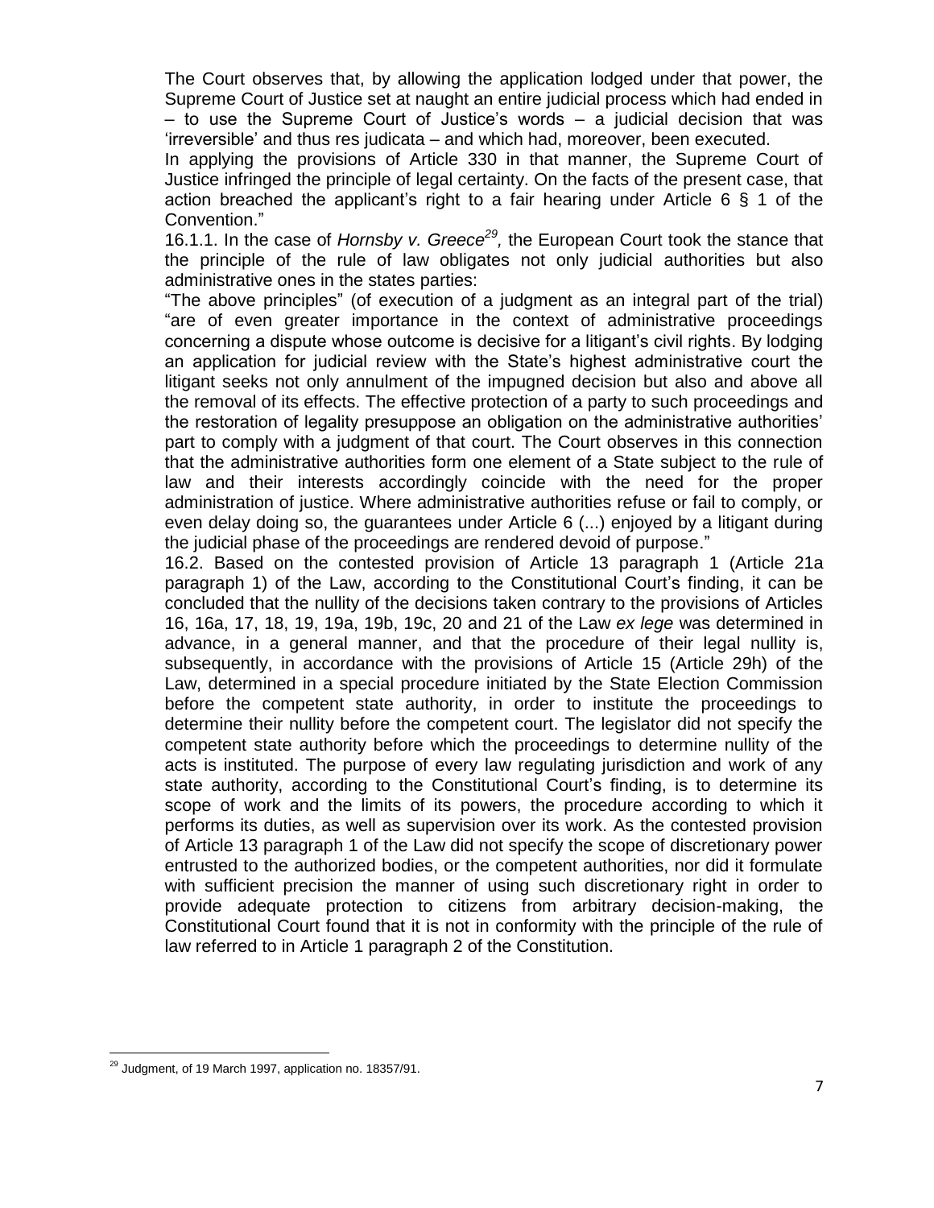The Court observes that, by allowing the application lodged under that power, the Supreme Court of Justice set at naught an entire judicial process which had ended in – to use the Supreme Court of Justice's words – a judicial decision that was 'irreversible' and thus res judicata – and which had, moreover, been executed.

In applying the provisions of Article 330 in that manner, the Supreme Court of Justice infringed the principle of legal certainty. On the facts of the present case, that action breached the applicant's right to a fair hearing under Article 6 § 1 of the Convention."

16.1.1. In the case of *Hornsby v. Greece*[29], the European Court took the stance that the principle of the rule of law obligates not only judicial authorities but also administrative ones in the states parties:

"The above principles" (of execution of a judgment as an integral part of the trial) "are of even greater importance in the context of administrative proceedings concerning a dispute whose outcome is decisive for a litigant's civil rights. By lodging an application for judicial review with the State's highest administrative court the litigant seeks not only annulment of the impugned decision but also and above all the removal of its effects. The effective protection of a party to such proceedings and the restoration of legality presuppose an obligation on the administrative authorities' part to comply with a judgment of that court. The Court observes in this connection that the administrative authorities form one element of a State subject to the rule of law and their interests accordingly coincide with the need for the proper administration of justice. Where administrative authorities refuse or fail to comply, or even delay doing so, the guarantees under Article 6 (...) enjoyed by a litigant during the judicial phase of the proceedings are rendered devoid of purpose."

16.2. Based on the contested provision of Article 13 paragraph 1 (Article 21a paragraph 1) of the Law, according to the Constitutional Court's finding, it can be concluded that the nullity of the decisions taken contrary to the provisions of Articles 16, 16a, 17, 18, 19, 19a, 19b, 19c, 20 and 21 of the Law *ex lege* was determined in advance, in a general manner, and that the procedure of their legal nullity is, subsequently, in accordance with the provisions of Article 15 (Article 29h) of the Law, determined in a special procedure initiated by the State Election Commission before the competent state authority, in order to institute the proceedings to determine their nullity before the competent court. The legislator did not specify the competent state authority before which the proceedings to determine nullity of the acts is instituted. The purpose of every law regulating jurisdiction and work of any state authority, according to the Constitutional Court's finding, is to determine its scope of work and the limits of its powers, the procedure according to which it performs its duties, as well as supervision over its work. As the contested provision of Article 13 paragraph 1 of the Law did not specify the scope of discretionary power entrusted to the authorized bodies, or the competent authorities, nor did it formulate with sufficient precision the manner of using such discretionary right in order to provide adequate protection to citizens from arbitrary decision-making, the Constitutional Court found that it is not in conformity with the principle of the rule of law referred to in Article 1 paragraph 2 of the Constitution.

---

[29] Judgment, of 19 March 1997, application no. 18357/91.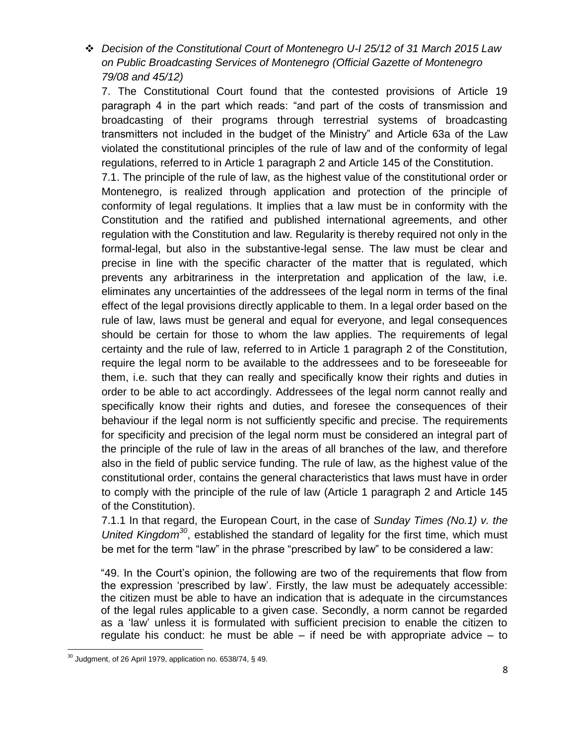- *Decision of the Constitutional Court of Montenegro U-I 25/12 of 31 March 2015 Law on Public Broadcasting Services of Montenegro (Official Gazette of Montenegro 79/08 and 45/12)*

7. The Constitutional Court found that the contested provisions of Article 19 paragraph 4 in the part which reads: "and part of the costs of transmission and broadcasting of their programs through terrestrial systems of broadcasting transmitters not included in the budget of the Ministry" and Article 63a of the Law violated the constitutional principles of the rule of law and of the conformity of legal regulations, referred to in Article 1 paragraph 2 and Article 145 of the Constitution.

7.1. The principle of the rule of law, as the highest value of the constitutional order or Montenegro, is realized through application and protection of the principle of conformity of legal regulations. It implies that a law must be in conformity with the Constitution and the ratified and published international agreements, and other regulation with the Constitution and law. Regularity is thereby required not only in the formal-legal, but also in the substantive-legal sense. The law must be clear and precise in line with the specific character of the matter that is regulated, which prevents any arbitrariness in the interpretation and application of the law, i.e. eliminates any uncertainties of the addressees of the legal norm in terms of the final effect of the legal provisions directly applicable to them. In a legal order based on the rule of law, laws must be general and equal for everyone, and legal consequences should be certain for those to whom the law applies. The requirements of legal certainty and the rule of law, referred to in Article 1 paragraph 2 of the Constitution, require the legal norm to be available to the addressees and to be foreseeable for them, i.e. such that they can really and specifically know their rights and duties in order to be able to act accordingly. Addressees of the legal norm cannot really and specifically know their rights and duties, and foresee the consequences of their behaviour if the legal norm is not sufficiently specific and precise. The requirements for specificity and precision of the legal norm must be considered an integral part of the principle of the rule of law in the areas of all branches of the law, and therefore also in the field of public service funding. The rule of law, as the highest value of the constitutional order, contains the general characteristics that laws must have in order to comply with the principle of the rule of law (Article 1 paragraph 2 and Article 145 of the Constitution).

7.1.1 In that regard, the European Court, in the case of *Sunday Times (No.1) v. the United Kingdom*[30], established the standard of legality for the first time, which must be met for the term "law" in the phrase "prescribed by law" to be considered a law:

"49. In the Court's opinion, the following are two of the requirements that flow from the expression 'prescribed by law'. Firstly, the law must be adequately accessible: the citizen must be able to have an indication that is adequate in the circumstances of the legal rules applicable to a given case. Secondly, a norm cannot be regarded as a 'law' unless it is formulated with sufficient precision to enable the citizen to regulate his conduct: he must be able – if need be with appropriate advice – to

---

[30] Judgment, of 26 April 1979, application no. 6538/74, § 49.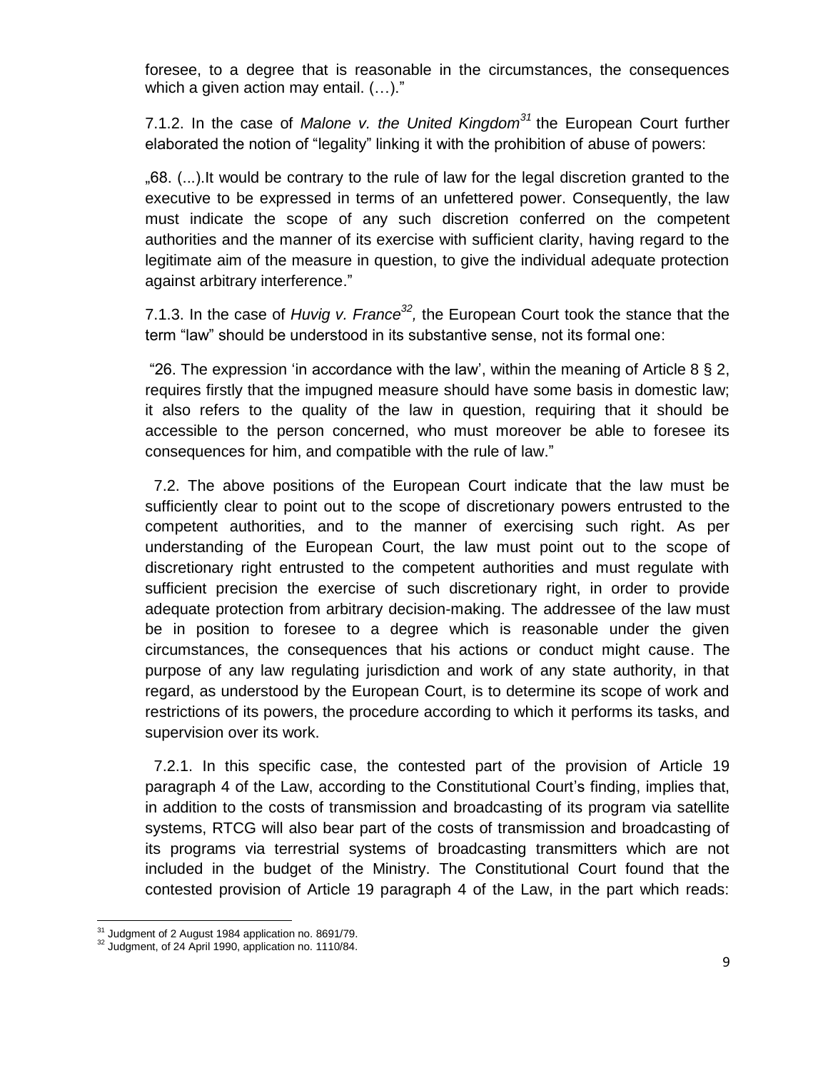foresee, to a degree that is reasonable in the circumstances, the consequences which a given action may entail. (…)."

7.1.2. In the case of *Malone v. the United Kingdom*[31] the European Court further elaborated the notion of "legality" linking it with the prohibition of abuse of powers:

„68. (...).It would be contrary to the rule of law for the legal discretion granted to the executive to be expressed in terms of an unfettered power. Consequently, the law must indicate the scope of any such discretion conferred on the competent authorities and the manner of its exercise with sufficient clarity, having regard to the legitimate aim of the measure in question, to give the individual adequate protection against arbitrary interference."

7.1.3. In the case of *Huvig v. France*[32], the European Court took the stance that the term "law" should be understood in its substantive sense, not its formal one:

"26. The expression 'in accordance with the law', within the meaning of Article 8 § 2, requires firstly that the impugned measure should have some basis in domestic law; it also refers to the quality of the law in question, requiring that it should be accessible to the person concerned, who must moreover be able to foresee its consequences for him, and compatible with the rule of law."

7.2. The above positions of the European Court indicate that the law must be sufficiently clear to point out to the scope of discretionary powers entrusted to the competent authorities, and to the manner of exercising such right. As per understanding of the European Court, the law must point out to the scope of discretionary right entrusted to the competent authorities and must regulate with sufficient precision the exercise of such discretionary right, in order to provide adequate protection from arbitrary decision-making. The addressee of the law must be in position to foresee to a degree which is reasonable under the given circumstances, the consequences that his actions or conduct might cause. The purpose of any law regulating jurisdiction and work of any state authority, in that regard, as understood by the European Court, is to determine its scope of work and restrictions of its powers, the procedure according to which it performs its tasks, and supervision over its work.

7.2.1. In this specific case, the contested part of the provision of Article 19 paragraph 4 of the Law, according to the Constitutional Court's finding, implies that, in addition to the costs of transmission and broadcasting of its program via satellite systems, RTCG will also bear part of the costs of transmission and broadcasting of its programs via terrestrial systems of broadcasting transmitters which are not included in the budget of the Ministry. The Constitutional Court found that the contested provision of Article 19 paragraph 4 of the Law, in the part which reads:

---

[31] Judgment of 2 August 1984 application no. 8691/79.

[32] Judgment, of 24 April 1990, application no. 1110/84.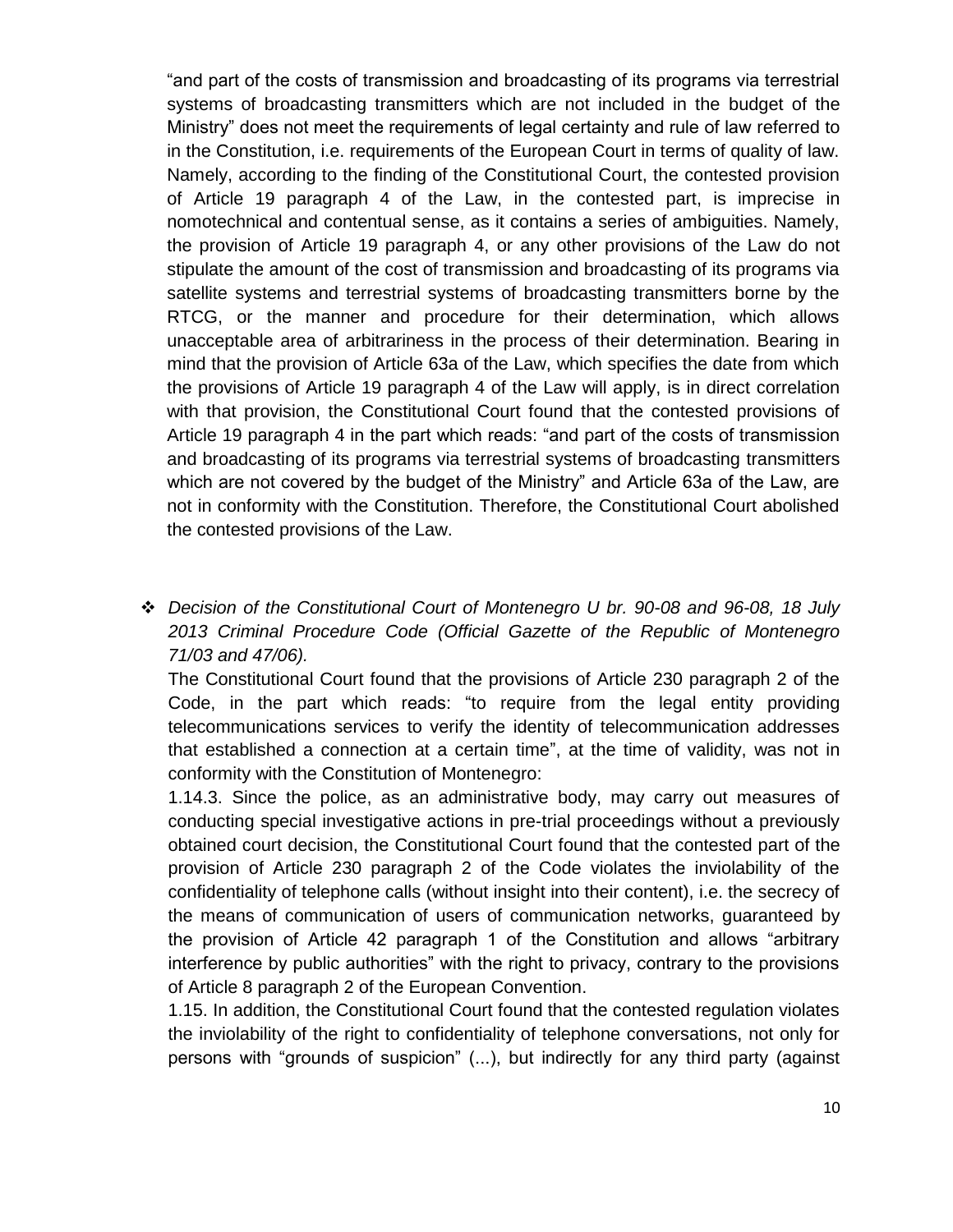"and part of the costs of transmission and broadcasting of its programs via terrestrial systems of broadcasting transmitters which are not included in the budget of the Ministry" does not meet the requirements of legal certainty and rule of law referred to in the Constitution, i.e. requirements of the European Court in terms of quality of law. Namely, according to the finding of the Constitutional Court, the contested provision of Article 19 paragraph 4 of the Law, in the contested part, is imprecise in nomotechnical and contentual sense, as it contains a series of ambiguities. Namely, the provision of Article 19 paragraph 4, or any other provisions of the Law do not stipulate the amount of the cost of transmission and broadcasting of its programs via satellite systems and terrestrial systems of broadcasting transmitters borne by the RTCG, or the manner and procedure for their determination, which allows unacceptable area of arbitrariness in the process of their determination. Bearing in mind that the provision of Article 63a of the Law, which specifies the date from which the provisions of Article 19 paragraph 4 of the Law will apply, is in direct correlation with that provision, the Constitutional Court found that the contested provisions of Article 19 paragraph 4 in the part which reads: "and part of the costs of transmission and broadcasting of its programs via terrestrial systems of broadcasting transmitters which are not covered by the budget of the Ministry" and Article 63a of the Law, are not in conformity with the Constitution. Therefore, the Constitutional Court abolished the contested provisions of the Law.

- *Decision of the Constitutional Court of Montenegro U br. 90-08 and 96-08, 18 July 2013 Criminal Procedure Code (Official Gazette of the Republic of Montenegro 71/03 and 47/06).*

  The Constitutional Court found that the provisions of Article 230 paragraph 2 of the Code, in the part which reads: "to require from the legal entity providing telecommunications services to verify the identity of telecommunication addresses that established a connection at a certain time", at the time of validity, was not in conformity with the Constitution of Montenegro:

  1.14.3. Since the police, as an administrative body, may carry out measures of conducting special investigative actions in pre-trial proceedings without a previously obtained court decision, the Constitutional Court found that the contested part of the provision of Article 230 paragraph 2 of the Code violates the inviolability of the confidentiality of telephone calls (without insight into their content), i.e. the secrecy of the means of communication of users of communication networks, guaranteed by the provision of Article 42 paragraph 1 of the Constitution and allows "arbitrary interference by public authorities" with the right to privacy, contrary to the provisions of Article 8 paragraph 2 of the European Convention.

  1.15. In addition, the Constitutional Court found that the contested regulation violates the inviolability of the right to confidentiality of telephone conversations, not only for persons with "grounds of suspicion" (...), but indirectly for any third party (against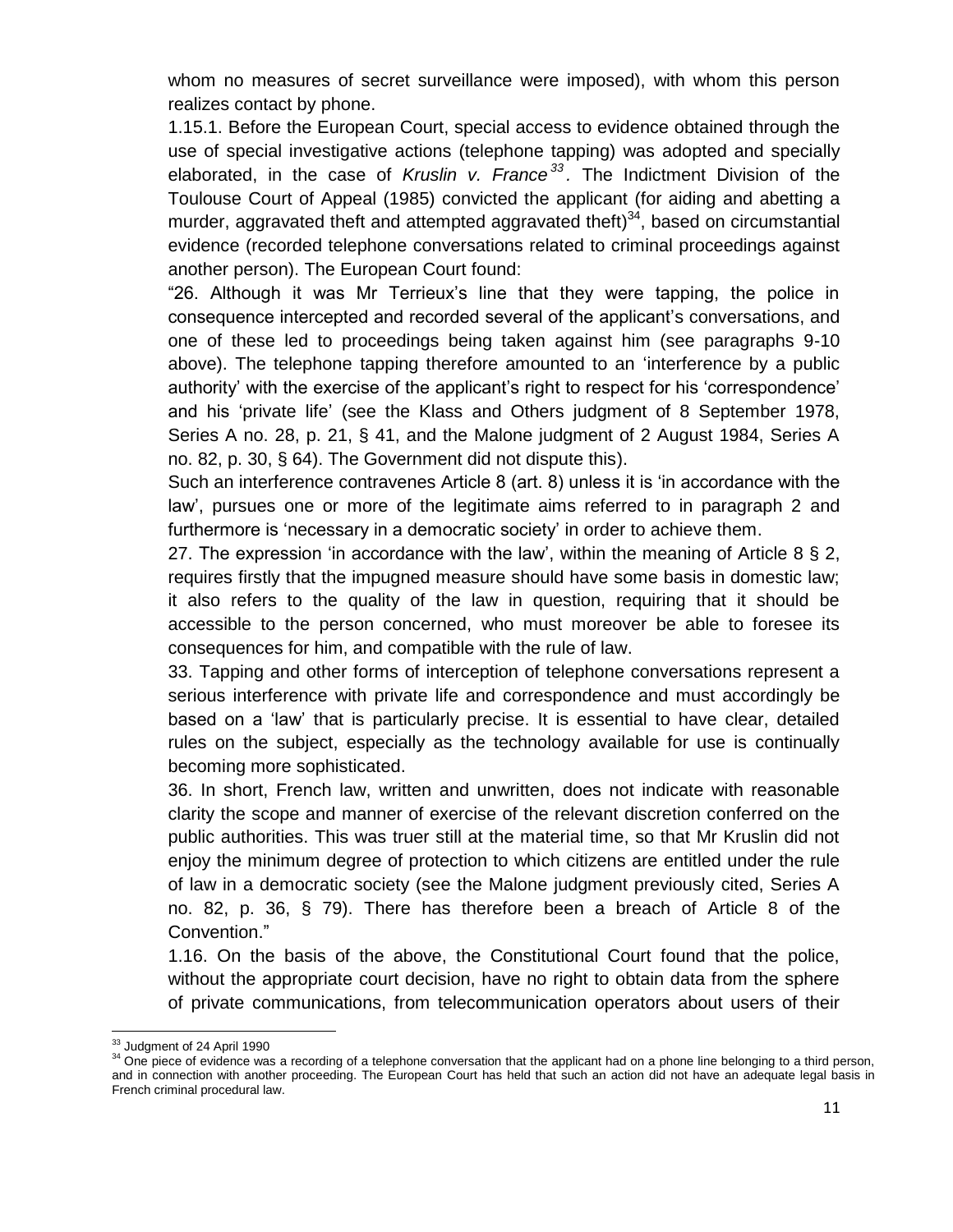whom no measures of secret surveillance were imposed), with whom this person realizes contact by phone.

1.15.1. Before the European Court, special access to evidence obtained through the use of special investigative actions (telephone tapping) was adopted and specially elaborated, in the case of *Kruslin v. France*[33]. The Indictment Division of the Toulouse Court of Appeal (1985) convicted the applicant (for aiding and abetting a murder, aggravated theft and attempted aggravated theft)[34], based on circumstantial evidence (recorded telephone conversations related to criminal proceedings against another person). The European Court found:

"26. Although it was Mr Terrieux's line that they were tapping, the police in consequence intercepted and recorded several of the applicant's conversations, and one of these led to proceedings being taken against him (see paragraphs 9-10 above). The telephone tapping therefore amounted to an 'interference by a public authority' with the exercise of the applicant's right to respect for his 'correspondence' and his 'private life' (see the Klass and Others judgment of 8 September 1978, Series A no. 28, p. 21, § 41, and the Malone judgment of 2 August 1984, Series A no. 82, p. 30, § 64). The Government did not dispute this).

Such an interference contravenes Article 8 (art. 8) unless it is 'in accordance with the law', pursues one or more of the legitimate aims referred to in paragraph 2 and furthermore is 'necessary in a democratic society' in order to achieve them.

27. The expression 'in accordance with the law', within the meaning of Article 8 § 2, requires firstly that the impugned measure should have some basis in domestic law; it also refers to the quality of the law in question, requiring that it should be accessible to the person concerned, who must moreover be able to foresee its consequences for him, and compatible with the rule of law.

33. Tapping and other forms of interception of telephone conversations represent a serious interference with private life and correspondence and must accordingly be based on a 'law' that is particularly precise. It is essential to have clear, detailed rules on the subject, especially as the technology available for use is continually becoming more sophisticated.

36. In short, French law, written and unwritten, does not indicate with reasonable clarity the scope and manner of exercise of the relevant discretion conferred on the public authorities. This was truer still at the material time, so that Mr Kruslin did not enjoy the minimum degree of protection to which citizens are entitled under the rule of law in a democratic society (see the Malone judgment previously cited, Series A no. 82, p. 36, § 79). There has therefore been a breach of Article 8 of the Convention."

1.16. On the basis of the above, the Constitutional Court found that the police, without the appropriate court decision, have no right to obtain data from the sphere of private communications, from telecommunication operators about users of their

---

[33] Judgment of 24 April 1990

[34] One piece of evidence was a recording of a telephone conversation that the applicant had on a phone line belonging to a third person, and in connection with another proceeding. The European Court has held that such an action did not have an adequate legal basis in French criminal procedural law.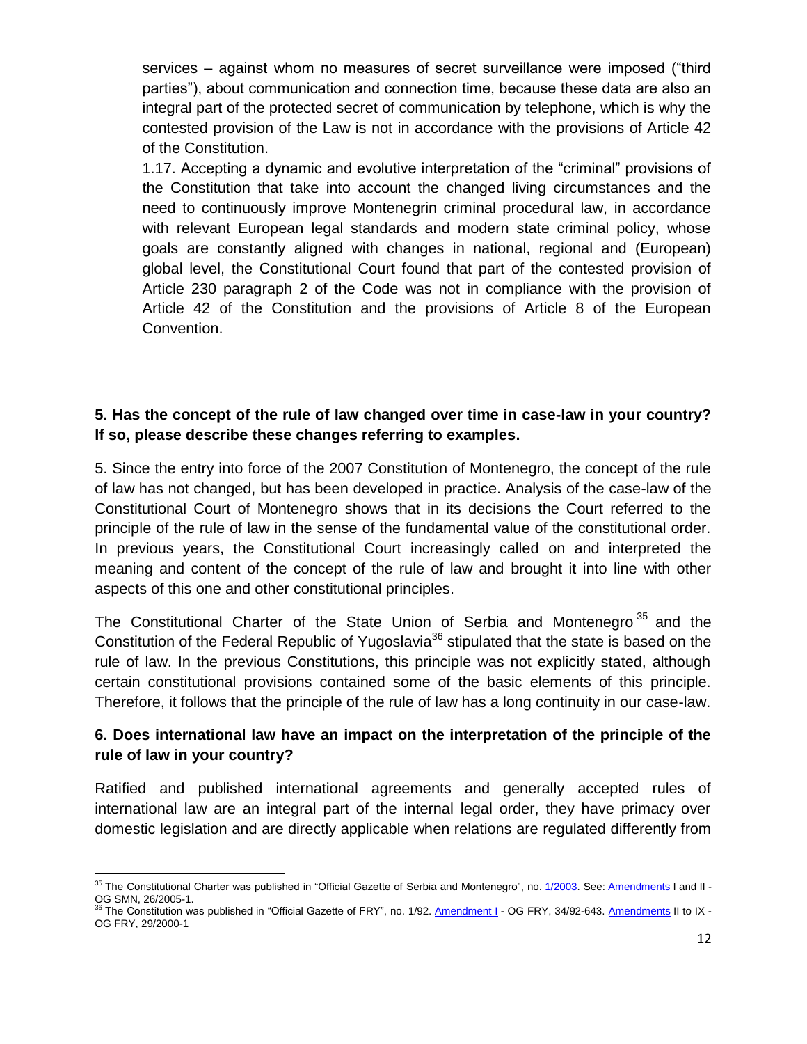services – against whom no measures of secret surveillance were imposed ("third parties"), about communication and connection time, because these data are also an integral part of the protected secret of communication by telephone, which is why the contested provision of the Law is not in accordance with the provisions of Article 42 of the Constitution.

1.17. Accepting a dynamic and evolutive interpretation of the "criminal" provisions of the Constitution that take into account the changed living circumstances and the need to continuously improve Montenegrin criminal procedural law, in accordance with relevant European legal standards and modern state criminal policy, whose goals are constantly aligned with changes in national, regional and (European) global level, the Constitutional Court found that part of the contested provision of Article 230 paragraph 2 of the Code was not in compliance with the provision of Article 42 of the Constitution and the provisions of Article 8 of the European Convention.

**5. Has the concept of the rule of law changed over time in case-law in your country? If so, please describe these changes referring to examples.**

5. Since the entry into force of the 2007 Constitution of Montenegro, the concept of the rule of law has not changed, but has been developed in practice. Analysis of the case-law of the Constitutional Court of Montenegro shows that in its decisions the Court referred to the principle of the rule of law in the sense of the fundamental value of the constitutional order. In previous years, the Constitutional Court increasingly called on and interpreted the meaning and content of the concept of the rule of law and brought it into line with other aspects of this one and other constitutional principles.

The Constitutional Charter of the State Union of Serbia and Montenegro[35] and the Constitution of the Federal Republic of Yugoslavia[36] stipulated that the state is based on the rule of law. In the previous Constitutions, this principle was not explicitly stated, although certain constitutional provisions contained some of the basic elements of this principle. Therefore, it follows that the principle of the rule of law has a long continuity in our case-law.

**6. Does international law have an impact on the interpretation of the principle of the rule of law in your country?**

Ratified and published international agreements and generally accepted rules of international law are an integral part of the internal legal order, they have primacy over domestic legislation and are directly applicable when relations are regulated differently from

---

[35] The Constitutional Charter was published in "Official Gazette of Serbia and Montenegro", no. 1/2003. See: Amendments I and II - OG SMN, 26/2005-1.

[36] The Constitution was published in "Official Gazette of FRY", no. 1/92. Amendment I - OG FRY, 34/92-643. Amendments II to IX - OG FRY, 29/2000-1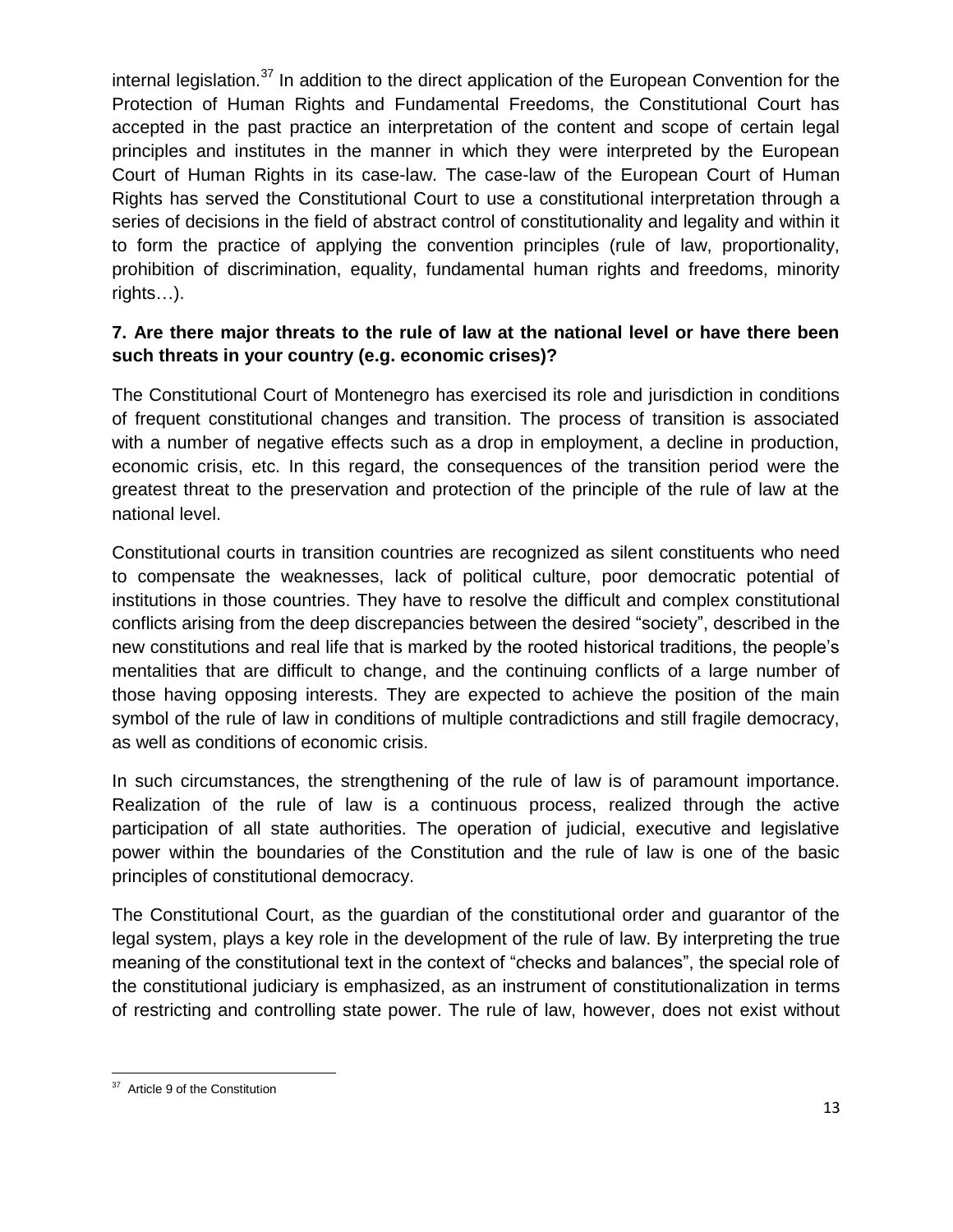internal legislation.[37] In addition to the direct application of the European Convention for the Protection of Human Rights and Fundamental Freedoms, the Constitutional Court has accepted in the past practice an interpretation of the content and scope of certain legal principles and institutes in the manner in which they were interpreted by the European Court of Human Rights in its case-law. The case-law of the European Court of Human Rights has served the Constitutional Court to use a constitutional interpretation through a series of decisions in the field of abstract control of constitutionality and legality and within it to form the practice of applying the convention principles (rule of law, proportionality, prohibition of discrimination, equality, fundamental human rights and freedoms, minority rights…).

**7. Are there major threats to the rule of law at the national level or have there been such threats in your country (e.g. economic crises)?**

The Constitutional Court of Montenegro has exercised its role and jurisdiction in conditions of frequent constitutional changes and transition. The process of transition is associated with a number of negative effects such as a drop in employment, a decline in production, economic crisis, etc. In this regard, the consequences of the transition period were the greatest threat to the preservation and protection of the principle of the rule of law at the national level.

Constitutional courts in transition countries are recognized as silent constituents who need to compensate the weaknesses, lack of political culture, poor democratic potential of institutions in those countries. They have to resolve the difficult and complex constitutional conflicts arising from the deep discrepancies between the desired "society", described in the new constitutions and real life that is marked by the rooted historical traditions, the people's mentalities that are difficult to change, and the continuing conflicts of a large number of those having opposing interests. They are expected to achieve the position of the main symbol of the rule of law in conditions of multiple contradictions and still fragile democracy, as well as conditions of economic crisis.

In such circumstances, the strengthening of the rule of law is of paramount importance. Realization of the rule of law is a continuous process, realized through the active participation of all state authorities. The operation of judicial, executive and legislative power within the boundaries of the Constitution and the rule of law is one of the basic principles of constitutional democracy.

The Constitutional Court, as the guardian of the constitutional order and guarantor of the legal system, plays a key role in the development of the rule of law. By interpreting the true meaning of the constitutional text in the context of "checks and balances", the special role of the constitutional judiciary is emphasized, as an instrument of constitutionalization in terms of restricting and controlling state power. The rule of law, however, does not exist without

[37] Article 9 of the Constitution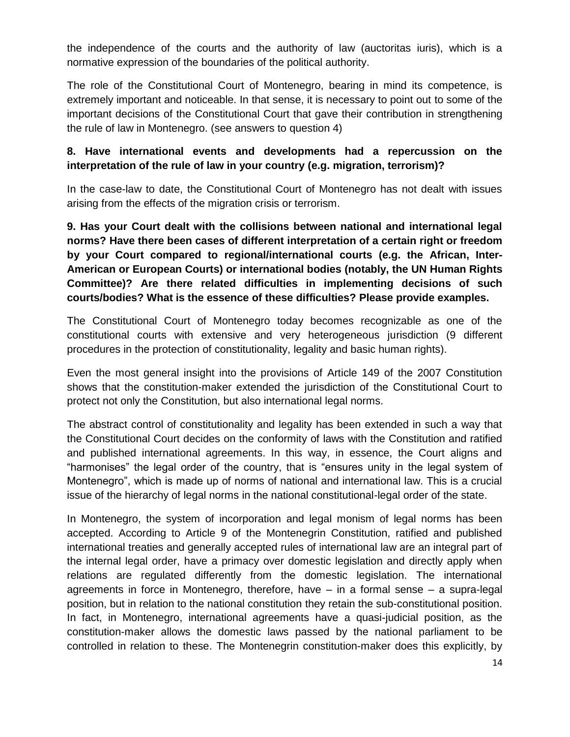the independence of the courts and the authority of law (auctoritas iuris), which is a normative expression of the boundaries of the political authority.

The role of the Constitutional Court of Montenegro, bearing in mind its competence, is extremely important and noticeable. In that sense, it is necessary to point out to some of the important decisions of the Constitutional Court that gave their contribution in strengthening the rule of law in Montenegro. (see answers to question 4)

**8. Have international events and developments had a repercussion on the interpretation of the rule of law in your country (e.g. migration, terrorism)?**

In the case-law to date, the Constitutional Court of Montenegro has not dealt with issues arising from the effects of the migration crisis or terrorism.

**9. Has your Court dealt with the collisions between national and international legal norms? Have there been cases of different interpretation of a certain right or freedom by your Court compared to regional/international courts (e.g. the African, Inter-American or European Courts) or international bodies (notably, the UN Human Rights Committee)? Are there related difficulties in implementing decisions of such courts/bodies? What is the essence of these difficulties? Please provide examples.**

The Constitutional Court of Montenegro today becomes recognizable as one of the constitutional courts with extensive and very heterogeneous jurisdiction (9 different procedures in the protection of constitutionality, legality and basic human rights).

Even the most general insight into the provisions of Article 149 of the 2007 Constitution shows that the constitution-maker extended the jurisdiction of the Constitutional Court to protect not only the Constitution, but also international legal norms.

The abstract control of constitutionality and legality has been extended in such a way that the Constitutional Court decides on the conformity of laws with the Constitution and ratified and published international agreements. In this way, in essence, the Court aligns and "harmonises" the legal order of the country, that is "ensures unity in the legal system of Montenegro", which is made up of norms of national and international law. This is a crucial issue of the hierarchy of legal norms in the national constitutional-legal order of the state.

In Montenegro, the system of incorporation and legal monism of legal norms has been accepted. According to Article 9 of the Montenegrin Constitution, ratified and published international treaties and generally accepted rules of international law are an integral part of the internal legal order, have a primacy over domestic legislation and directly apply when relations are regulated differently from the domestic legislation. The international agreements in force in Montenegro, therefore, have – in a formal sense – a supra-legal position, but in relation to the national constitution they retain the sub-constitutional position. In fact, in Montenegro, international agreements have a quasi-judicial position, as the constitution-maker allows the domestic laws passed by the national parliament to be controlled in relation to these. The Montenegrin constitution-maker does this explicitly, by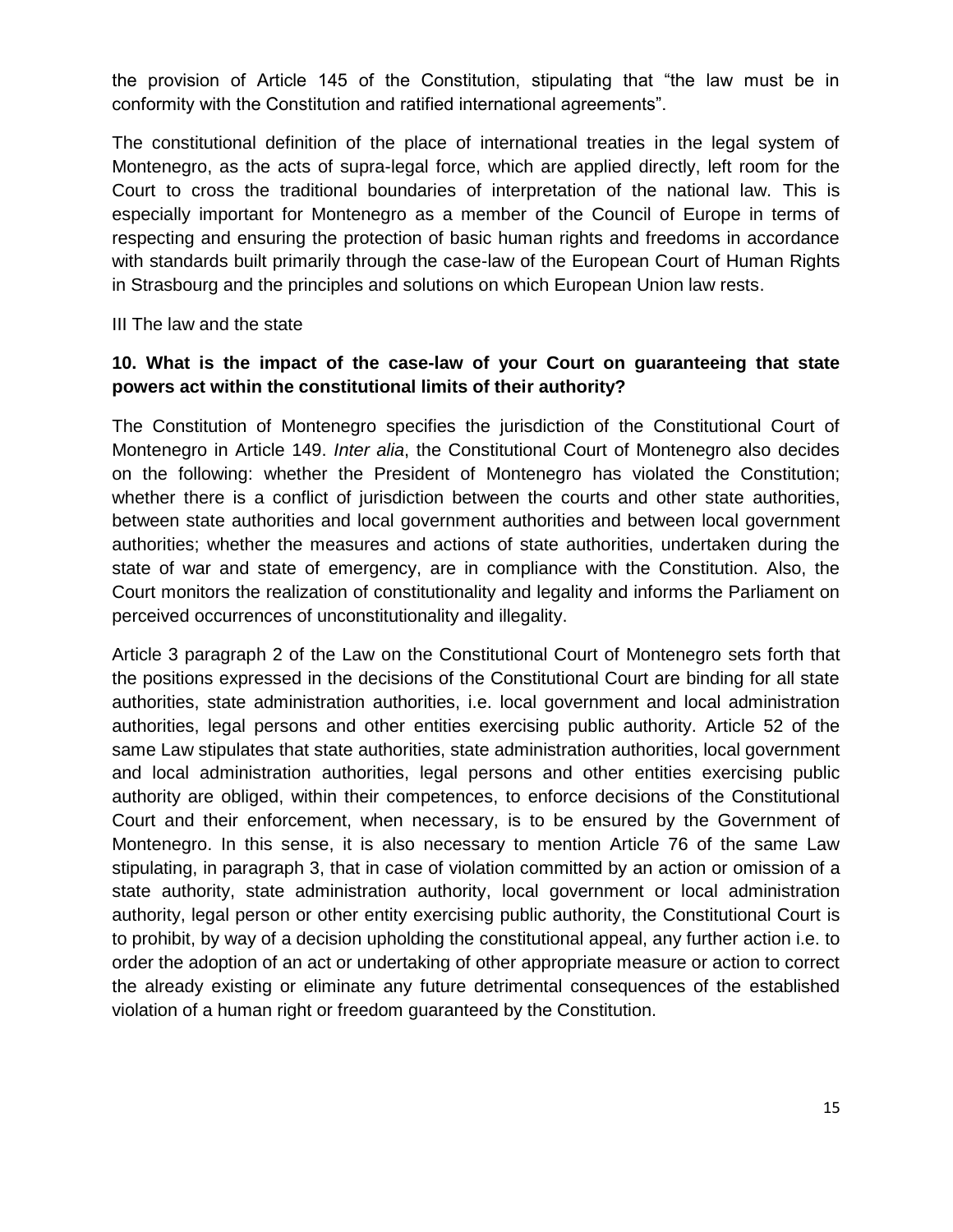the provision of Article 145 of the Constitution, stipulating that "the law must be in conformity with the Constitution and ratified international agreements".

The constitutional definition of the place of international treaties in the legal system of Montenegro, as the acts of supra-legal force, which are applied directly, left room for the Court to cross the traditional boundaries of interpretation of the national law. This is especially important for Montenegro as a member of the Council of Europe in terms of respecting and ensuring the protection of basic human rights and freedoms in accordance with standards built primarily through the case-law of the European Court of Human Rights in Strasbourg and the principles and solutions on which European Union law rests.

III The law and the state

**10. What is the impact of the case-law of your Court on guaranteeing that state powers act within the constitutional limits of their authority?**

The Constitution of Montenegro specifies the jurisdiction of the Constitutional Court of Montenegro in Article 149. *Inter alia*, the Constitutional Court of Montenegro also decides on the following: whether the President of Montenegro has violated the Constitution; whether there is a conflict of jurisdiction between the courts and other state authorities, between state authorities and local government authorities and between local government authorities; whether the measures and actions of state authorities, undertaken during the state of war and state of emergency, are in compliance with the Constitution. Also, the Court monitors the realization of constitutionality and legality and informs the Parliament on perceived occurrences of unconstitutionality and illegality.

Article 3 paragraph 2 of the Law on the Constitutional Court of Montenegro sets forth that the positions expressed in the decisions of the Constitutional Court are binding for all state authorities, state administration authorities, i.e. local government and local administration authorities, legal persons and other entities exercising public authority. Article 52 of the same Law stipulates that state authorities, state administration authorities, local government and local administration authorities, legal persons and other entities exercising public authority are obliged, within their competences, to enforce decisions of the Constitutional Court and their enforcement, when necessary, is to be ensured by the Government of Montenegro. In this sense, it is also necessary to mention Article 76 of the same Law stipulating, in paragraph 3, that in case of violation committed by an action or omission of a state authority, state administration authority, local government or local administration authority, legal person or other entity exercising public authority, the Constitutional Court is to prohibit, by way of a decision upholding the constitutional appeal, any further action i.e. to order the adoption of an act or undertaking of other appropriate measure or action to correct the already existing or eliminate any future detrimental consequences of the established violation of a human right or freedom guaranteed by the Constitution.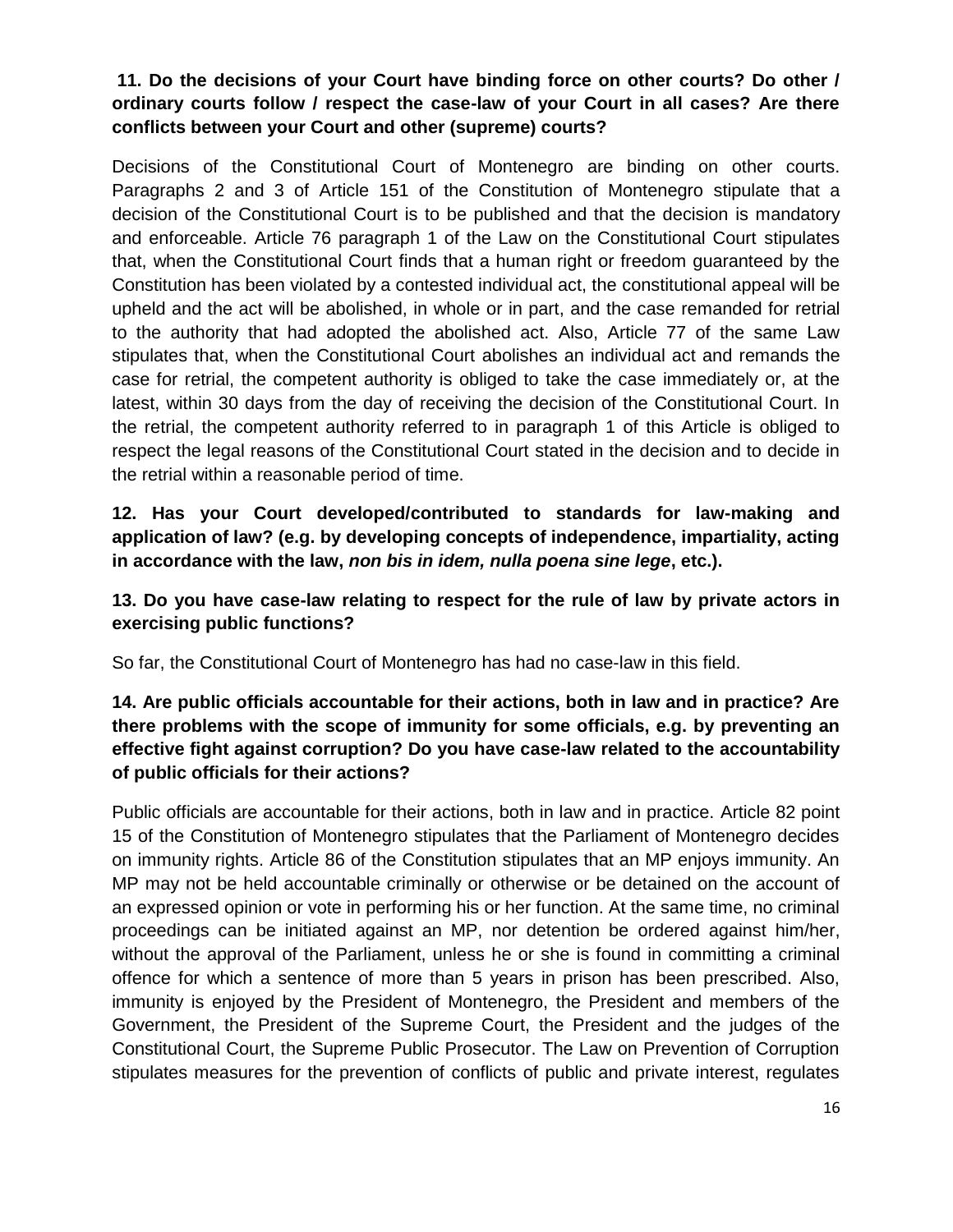**11. Do the decisions of your Court have binding force on other courts? Do other / ordinary courts follow / respect the case-law of your Court in all cases? Are there conflicts between your Court and other (supreme) courts?**

Decisions of the Constitutional Court of Montenegro are binding on other courts. Paragraphs 2 and 3 of Article 151 of the Constitution of Montenegro stipulate that a decision of the Constitutional Court is to be published and that the decision is mandatory and enforceable. Article 76 paragraph 1 of the Law on the Constitutional Court stipulates that, when the Constitutional Court finds that a human right or freedom guaranteed by the Constitution has been violated by a contested individual act, the constitutional appeal will be upheld and the act will be abolished, in whole or in part, and the case remanded for retrial to the authority that had adopted the abolished act. Also, Article 77 of the same Law stipulates that, when the Constitutional Court abolishes an individual act and remands the case for retrial, the competent authority is obliged to take the case immediately or, at the latest, within 30 days from the day of receiving the decision of the Constitutional Court. In the retrial, the competent authority referred to in paragraph 1 of this Article is obliged to respect the legal reasons of the Constitutional Court stated in the decision and to decide in the retrial within a reasonable period of time.

**12. Has your Court developed/contributed to standards for law-making and application of law? (e.g. by developing concepts of independence, impartiality, acting in accordance with the law, *non bis in idem, nulla poena sine lege*, etc.).**

**13. Do you have case-law relating to respect for the rule of law by private actors in exercising public functions?**

So far, the Constitutional Court of Montenegro has had no case-law in this field.

**14. Are public officials accountable for their actions, both in law and in practice? Are there problems with the scope of immunity for some officials, e.g. by preventing an effective fight against corruption? Do you have case-law related to the accountability of public officials for their actions?**

Public officials are accountable for their actions, both in law and in practice. Article 82 point 15 of the Constitution of Montenegro stipulates that the Parliament of Montenegro decides on immunity rights. Article 86 of the Constitution stipulates that an MP enjoys immunity. An MP may not be held accountable criminally or otherwise or be detained on the account of an expressed opinion or vote in performing his or her function. At the same time, no criminal proceedings can be initiated against an MP, nor detention be ordered against him/her, without the approval of the Parliament, unless he or she is found in committing a criminal offence for which a sentence of more than 5 years in prison has been prescribed. Also, immunity is enjoyed by the President of Montenegro, the President and members of the Government, the President of the Supreme Court, the President and the judges of the Constitutional Court, the Supreme Public Prosecutor. The Law on Prevention of Corruption stipulates measures for the prevention of conflicts of public and private interest, regulates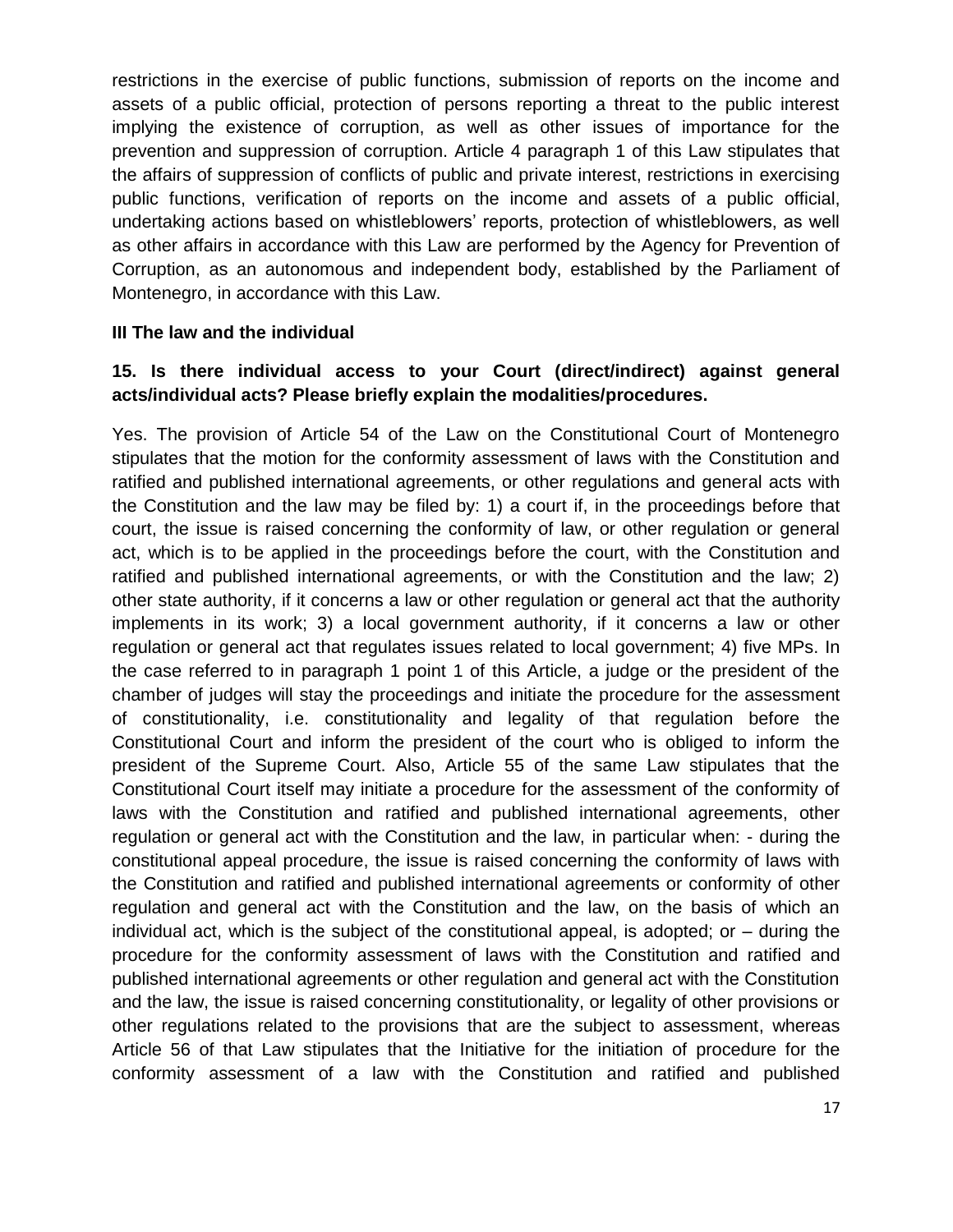restrictions in the exercise of public functions, submission of reports on the income and assets of a public official, protection of persons reporting a threat to the public interest implying the existence of corruption, as well as other issues of importance for the prevention and suppression of corruption. Article 4 paragraph 1 of this Law stipulates that the affairs of suppression of conflicts of public and private interest, restrictions in exercising public functions, verification of reports on the income and assets of a public official, undertaking actions based on whistleblowers' reports, protection of whistleblowers, as well as other affairs in accordance with this Law are performed by the Agency for Prevention of Corruption, as an autonomous and independent body, established by the Parliament of Montenegro, in accordance with this Law.

## III The law and the individual

**15. Is there individual access to your Court (direct/indirect) against general acts/individual acts? Please briefly explain the modalities/procedures.**

Yes. The provision of Article 54 of the Law on the Constitutional Court of Montenegro stipulates that the motion for the conformity assessment of laws with the Constitution and ratified and published international agreements, or other regulations and general acts with the Constitution and the law may be filed by: 1) a court if, in the proceedings before that court, the issue is raised concerning the conformity of law, or other regulation or general act, which is to be applied in the proceedings before the court, with the Constitution and ratified and published international agreements, or with the Constitution and the law; 2) other state authority, if it concerns a law or other regulation or general act that the authority implements in its work; 3) a local government authority, if it concerns a law or other regulation or general act that regulates issues related to local government; 4) five MPs. In the case referred to in paragraph 1 point 1 of this Article, a judge or the president of the chamber of judges will stay the proceedings and initiate the procedure for the assessment of constitutionality, i.e. constitutionality and legality of that regulation before the Constitutional Court and inform the president of the court who is obliged to inform the president of the Supreme Court. Also, Article 55 of the same Law stipulates that the Constitutional Court itself may initiate a procedure for the assessment of the conformity of laws with the Constitution and ratified and published international agreements, other regulation or general act with the Constitution and the law, in particular when: - during the constitutional appeal procedure, the issue is raised concerning the conformity of laws with the Constitution and ratified and published international agreements or conformity of other regulation and general act with the Constitution and the law, on the basis of which an individual act, which is the subject of the constitutional appeal, is adopted; or – during the procedure for the conformity assessment of laws with the Constitution and ratified and published international agreements or other regulation and general act with the Constitution and the law, the issue is raised concerning constitutionality, or legality of other provisions or other regulations related to the provisions that are the subject to assessment, whereas Article 56 of that Law stipulates that the Initiative for the initiation of procedure for the conformity assessment of a law with the Constitution and ratified and published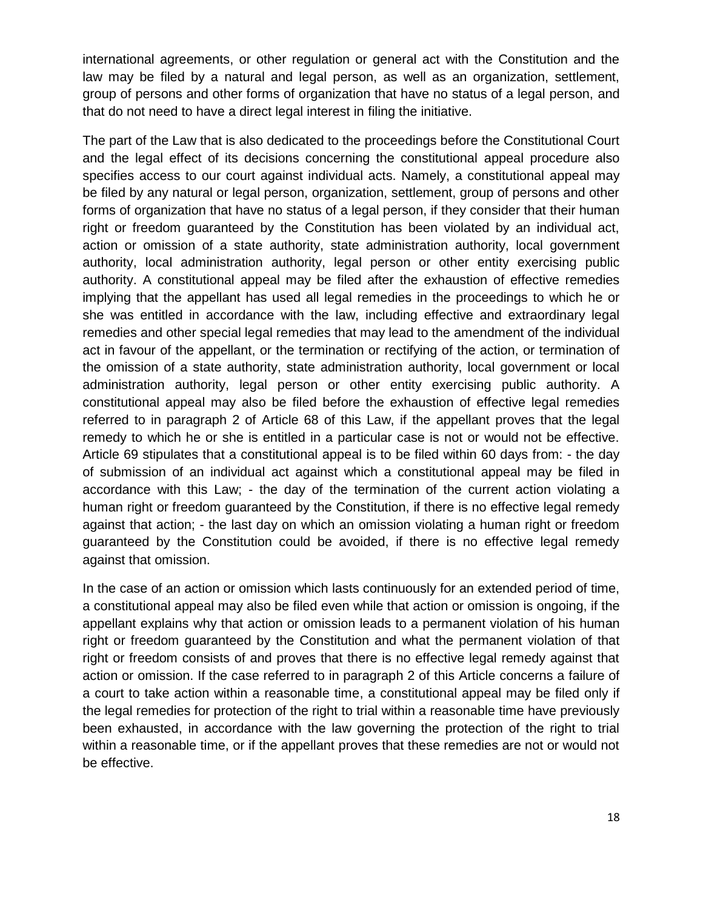international agreements, or other regulation or general act with the Constitution and the law may be filed by a natural and legal person, as well as an organization, settlement, group of persons and other forms of organization that have no status of a legal person, and that do not need to have a direct legal interest in filing the initiative.

The part of the Law that is also dedicated to the proceedings before the Constitutional Court and the legal effect of its decisions concerning the constitutional appeal procedure also specifies access to our court against individual acts. Namely, a constitutional appeal may be filed by any natural or legal person, organization, settlement, group of persons and other forms of organization that have no status of a legal person, if they consider that their human right or freedom guaranteed by the Constitution has been violated by an individual act, action or omission of a state authority, state administration authority, local government authority, local administration authority, legal person or other entity exercising public authority. A constitutional appeal may be filed after the exhaustion of effective remedies implying that the appellant has used all legal remedies in the proceedings to which he or she was entitled in accordance with the law, including effective and extraordinary legal remedies and other special legal remedies that may lead to the amendment of the individual act in favour of the appellant, or the termination or rectifying of the action, or termination of the omission of a state authority, state administration authority, local government or local administration authority, legal person or other entity exercising public authority. A constitutional appeal may also be filed before the exhaustion of effective legal remedies referred to in paragraph 2 of Article 68 of this Law, if the appellant proves that the legal remedy to which he or she is entitled in a particular case is not or would not be effective. Article 69 stipulates that a constitutional appeal is to be filed within 60 days from: - the day of submission of an individual act against which a constitutional appeal may be filed in accordance with this Law; - the day of the termination of the current action violating a human right or freedom guaranteed by the Constitution, if there is no effective legal remedy against that action; - the last day on which an omission violating a human right or freedom guaranteed by the Constitution could be avoided, if there is no effective legal remedy against that omission.

In the case of an action or omission which lasts continuously for an extended period of time, a constitutional appeal may also be filed even while that action or omission is ongoing, if the appellant explains why that action or omission leads to a permanent violation of his human right or freedom guaranteed by the Constitution and what the permanent violation of that right or freedom consists of and proves that there is no effective legal remedy against that action or omission. If the case referred to in paragraph 2 of this Article concerns a failure of a court to take action within a reasonable time, a constitutional appeal may be filed only if the legal remedies for protection of the right to trial within a reasonable time have previously been exhausted, in accordance with the law governing the protection of the right to trial within a reasonable time, or if the appellant proves that these remedies are not or would not be effective.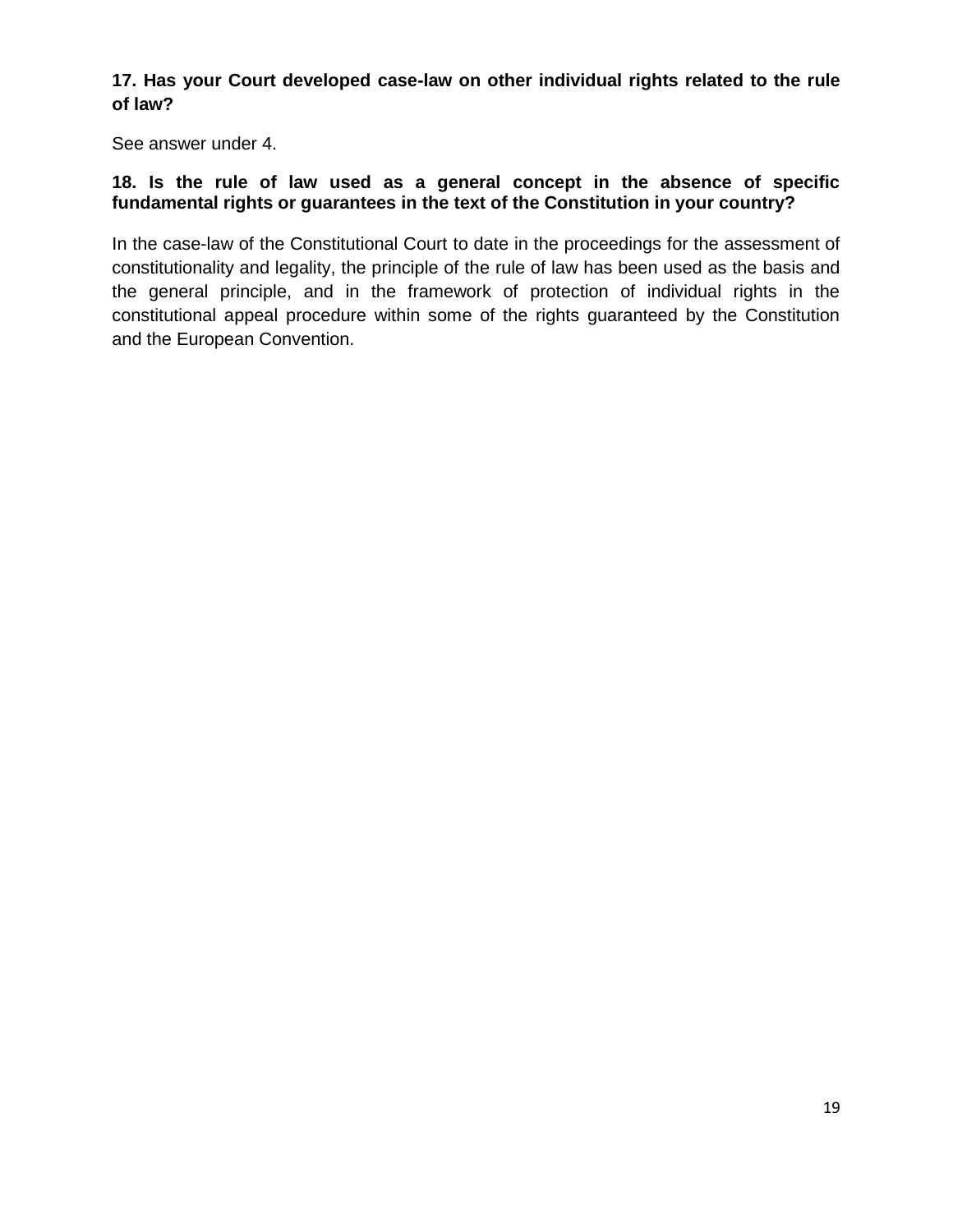**17. Has your Court developed case-law on other individual rights related to the rule of law?**

See answer under 4.

**18. Is the rule of law used as a general concept in the absence of specific fundamental rights or guarantees in the text of the Constitution in your country?**

In the case-law of the Constitutional Court to date in the proceedings for the assessment of constitutionality and legality, the principle of the rule of law has been used as the basis and the general principle, and in the framework of protection of individual rights in the constitutional appeal procedure within some of the rights guaranteed by the Constitution and the European Convention.